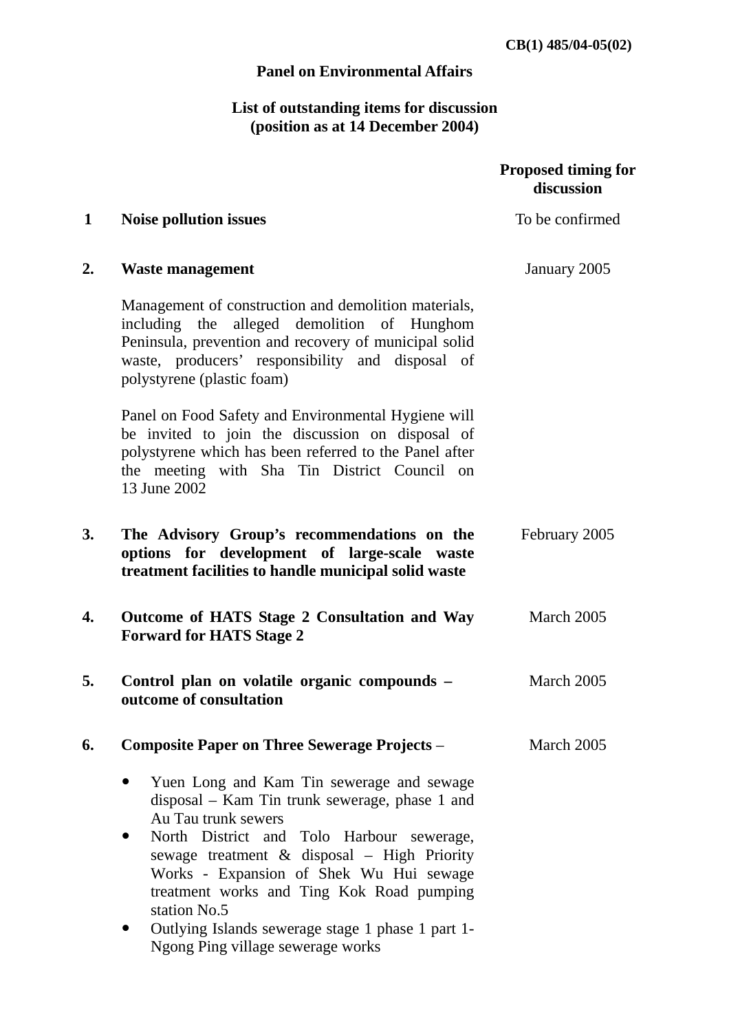CB(1) 485/04-05(02)

**Panel on Environmental Affairs**

**List of outstanding items for discussion**
**(position as at 14 December 2004)**

| | | Proposed timing for discussion |
|---|---|---|
| **1** | **Noise pollution issues** | To be confirmed |
| **2.** | **Waste management**<br><br>Management of construction and demolition materials, including the alleged demolition of Hunghom Peninsula, prevention and recovery of municipal solid waste, producers' responsibility and disposal of polystyrene (plastic foam)<br><br>Panel on Food Safety and Environmental Hygiene will be invited to join the discussion on disposal of polystyrene which has been referred to the Panel after the meeting with Sha Tin District Council on 13 June 2002 | January 2005 |
| **3.** | **The Advisory Group's recommendations on the options for development of large-scale waste treatment facilities to handle municipal solid waste** | February 2005 |
| **4.** | **Outcome of HATS Stage 2 Consultation and Way Forward for HATS Stage 2** | March 2005 |
| **5.** | **Control plan on volatile organic compounds – outcome of consultation** | March 2005 |
| **6.** | **Composite Paper on Three Sewerage Projects** –<br><br>• Yuen Long and Kam Tin sewerage and sewage disposal – Kam Tin trunk sewerage, phase 1 and Au Tau trunk sewers<br>• North District and Tolo Harbour sewerage, sewage treatment & disposal – High Priority Works - Expansion of Shek Wu Hui sewage treatment works and Ting Kok Road pumping station No.5<br>• Outlying Islands sewerage stage 1 phase 1 part 1- Ngong Ping village sewerage works | March 2005 |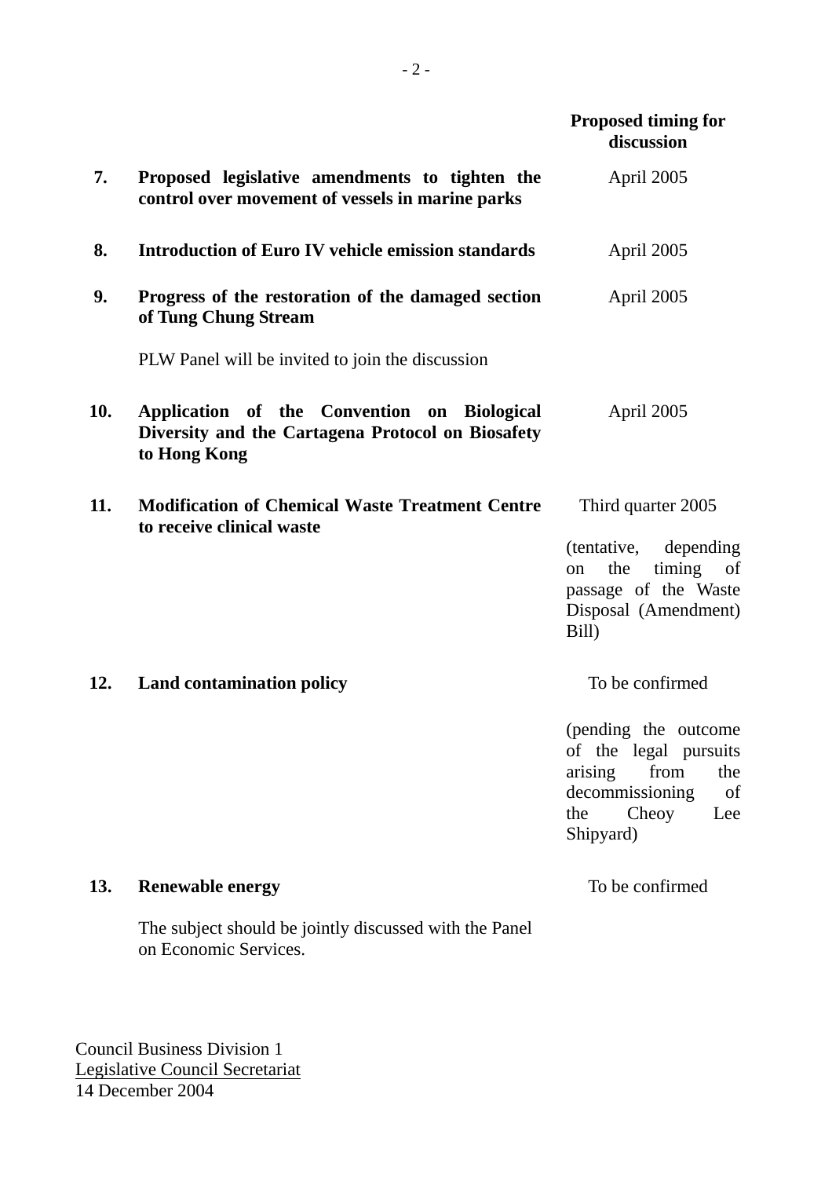| | | Proposed timing for discussion |
|---|---|---|
| **7.** | **Proposed legislative amendments to tighten the control over movement of vessels in marine parks** | April 2005 |
| **8.** | **Introduction of Euro IV vehicle emission standards** | April 2005 |
| **9.** | **Progress of the restoration of the damaged section of Tung Chung Stream**<br><br>PLW Panel will be invited to join the discussion | April 2005 |
| **10.** | **Application of the Convention on Biological Diversity and the Cartagena Protocol on Biosafety to Hong Kong** | April 2005 |
| **11.** | **Modification of Chemical Waste Treatment Centre to receive clinical waste** | Third quarter 2005<br><br>(tentative, depending on the timing of passage of the Waste Disposal (Amendment) Bill) |
| **12.** | **Land contamination policy** | To be confirmed<br><br>(pending the outcome of the legal pursuits arising from the decommissioning of the Cheoy Lee Shipyard) |
| **13.** | **Renewable energy**<br><br>The subject should be jointly discussed with the Panel on Economic Services. | To be confirmed |

Council Business Division 1
Legislative Council Secretariat
14 December 2004